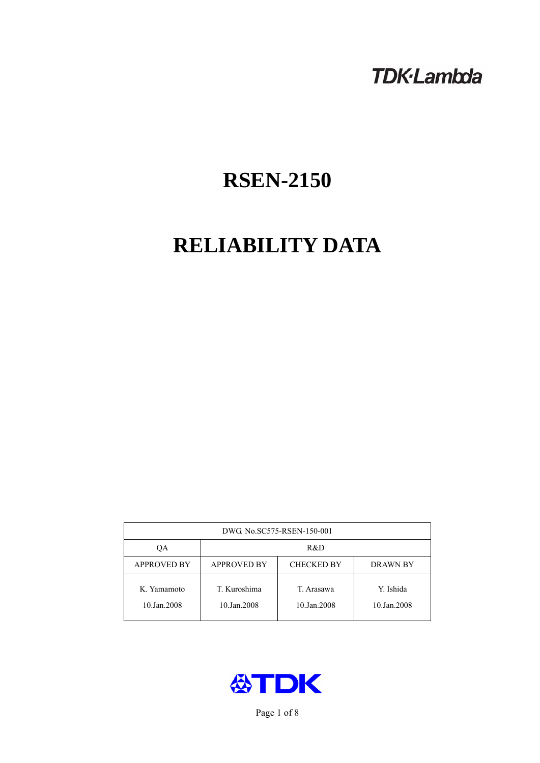TDK·Lambda

# RSEN-2150

# RELIABILITY DATA

| DWG. No.SC575-RSEN-150-001 | | | |
|---|---|---|---|
| QA | R&D | | |
| APPROVED BY | APPROVED BY | CHECKED BY | DRAWN BY |
| K. Yamamoto<br>10.Jan.2008 | T. Kuroshima<br>10.Jan.2008 | T. Arasawa<br>10.Jan.2008 | Y. Ishida<br>10.Jan.2008 |

TDK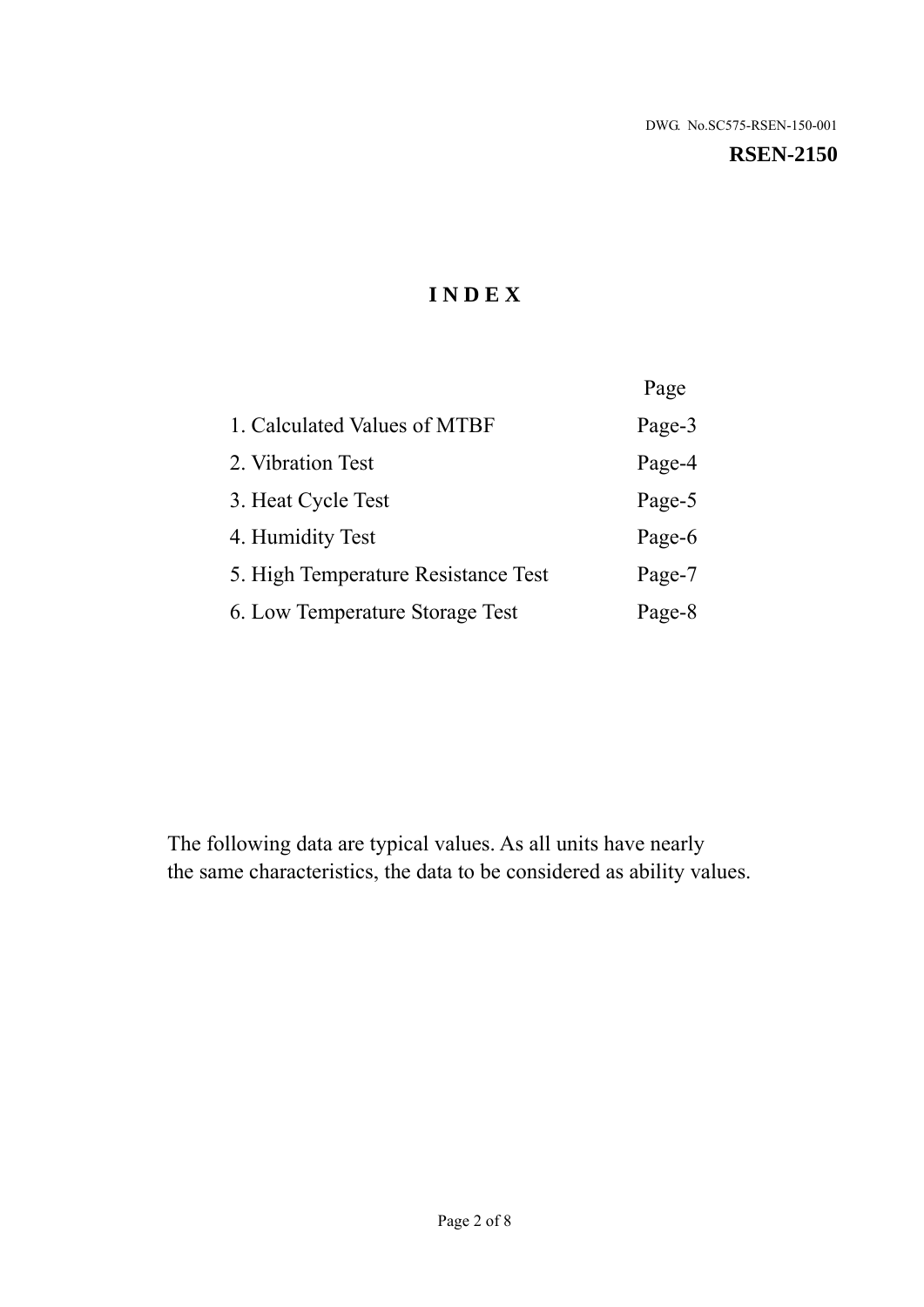DWG. No.SC575-RSEN-150-001

**RSEN-2150**

# INDEX

| | Page |
|---|---|
| 1. Calculated Values of MTBF | Page-3 |
| 2. Vibration Test | Page-4 |
| 3. Heat Cycle Test | Page-5 |
| 4. Humidity Test | Page-6 |
| 5. High Temperature Resistance Test | Page-7 |
| 6. Low Temperature Storage Test | Page-8 |

The following data are typical values. As all units have nearly the same characteristics, the data to be considered as ability values.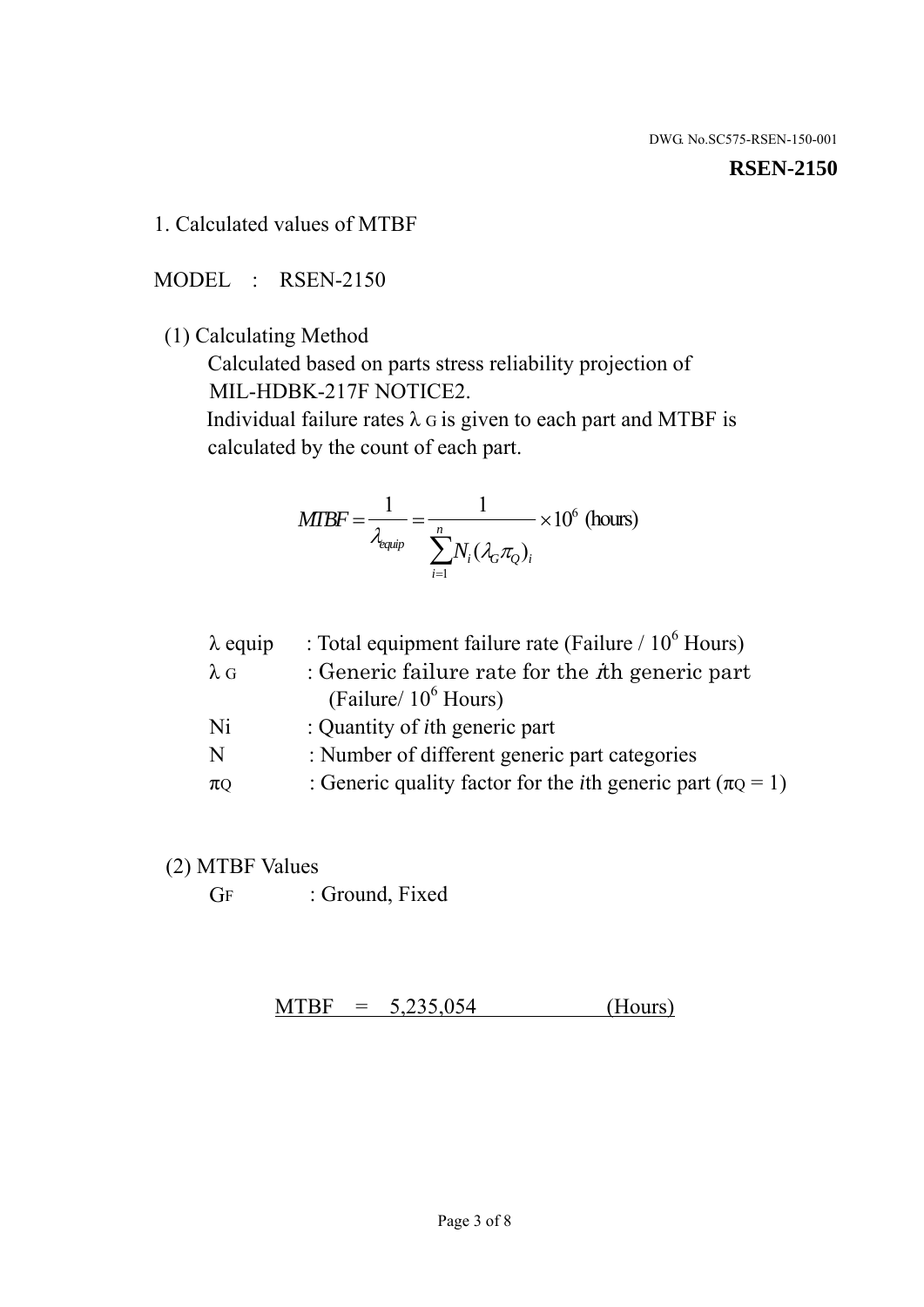DWG. No.SC575-RSEN-150-001

**RSEN-2150**

1. Calculated values of MTBF

MODEL : RSEN-2150

(1) Calculating Method

Calculated based on parts stress reliability projection of MIL-HDBK-217F NOTICE2.

Individual failure rates $\lambda_G$ is given to each part and MTBF is calculated by the count of each part.

$$MTBF = \frac{1}{\lambda_{equip}} = \frac{1}{\sum_{i=1}^{n} N_i (\lambda_G \pi_Q)_i} \times 10^6 \text{ (hours)}$$

| | |
|---|---|
| $\lambda$ equip | : Total equipment failure rate (Failure / $10^6$ Hours) |
| $\lambda_G$ | : Generic failure rate for the $i$th generic part (Failure/ $10^6$ Hours) |
| Ni | : Quantity of $i$th generic part |
| N | : Number of different generic part categories |
| $\pi_Q$ | : Generic quality factor for the $i$th generic part ($\pi_Q = 1$) |

(2) MTBF Values

$G_F$ : Ground, Fixed

MTBF = 5,235,054 (Hours)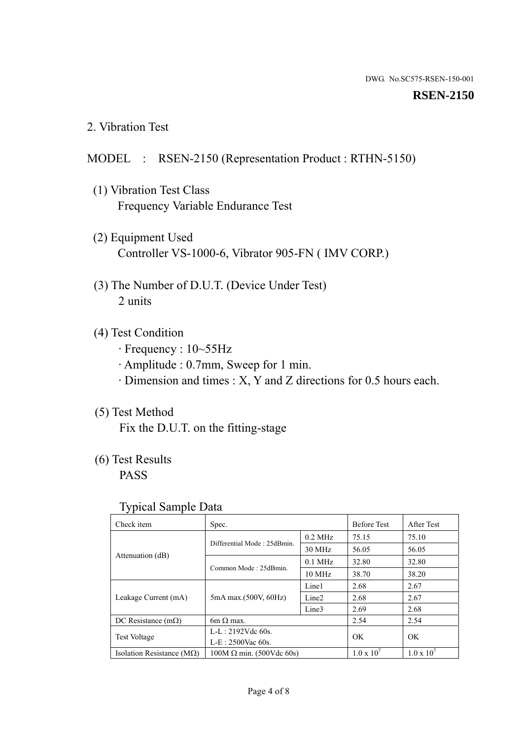DWG. No.SC575-RSEN-150-001

**RSEN-2150**

## 2. Vibration Test

MODEL : RSEN-2150 (Representation Product : RTHN-5150)

(1) Vibration Test Class
Frequency Variable Endurance Test

(2) Equipment Used
Controller VS-1000-6, Vibrator 905-FN ( IMV CORP.)

(3) The Number of D.U.T. (Device Under Test)
2 units

(4) Test Condition
· Frequency : 10~55Hz
· Amplitude : 0.7mm, Sweep for 1 min.
· Dimension and times : X, Y and Z directions for 0.5 hours each.

(5) Test Method
Fix the D.U.T. on the fitting-stage

(6) Test Results
PASS

Typical Sample Data

| Check item | Spec. | | Before Test | After Test |
|---|---|---|---|---|
| Attenuation (dB) | Differential Mode : 25dBmin. | 0.2 MHz | 75.15 | 75.10 |
| | | 30 MHz | 56.05 | 56.05 |
| | Common Mode : 25dBmin. | 0.1 MHz | 32.80 | 32.80 |
| | | 10 MHz | 38.70 | 38.20 |
| Leakage Current (mA) | 5mA max.(500V, 60Hz) | Line1 | 2.68 | 2.67 |
| | | Line2 | 2.68 | 2.67 |
| | | Line3 | 2.69 | 2.68 |
| DC Resistance (mΩ) | 6m Ω max. | | 2.54 | 2.54 |
| Test Voltage | L-L : 2192Vdc 60s.<br>L-E : 2500Vac 60s. | | OK | OK |
| Isolation Resistance (MΩ) | 100M Ω min. (500Vdc 60s) | | $1.0 \times 10^7$ | $1.0 \times 10^7$ |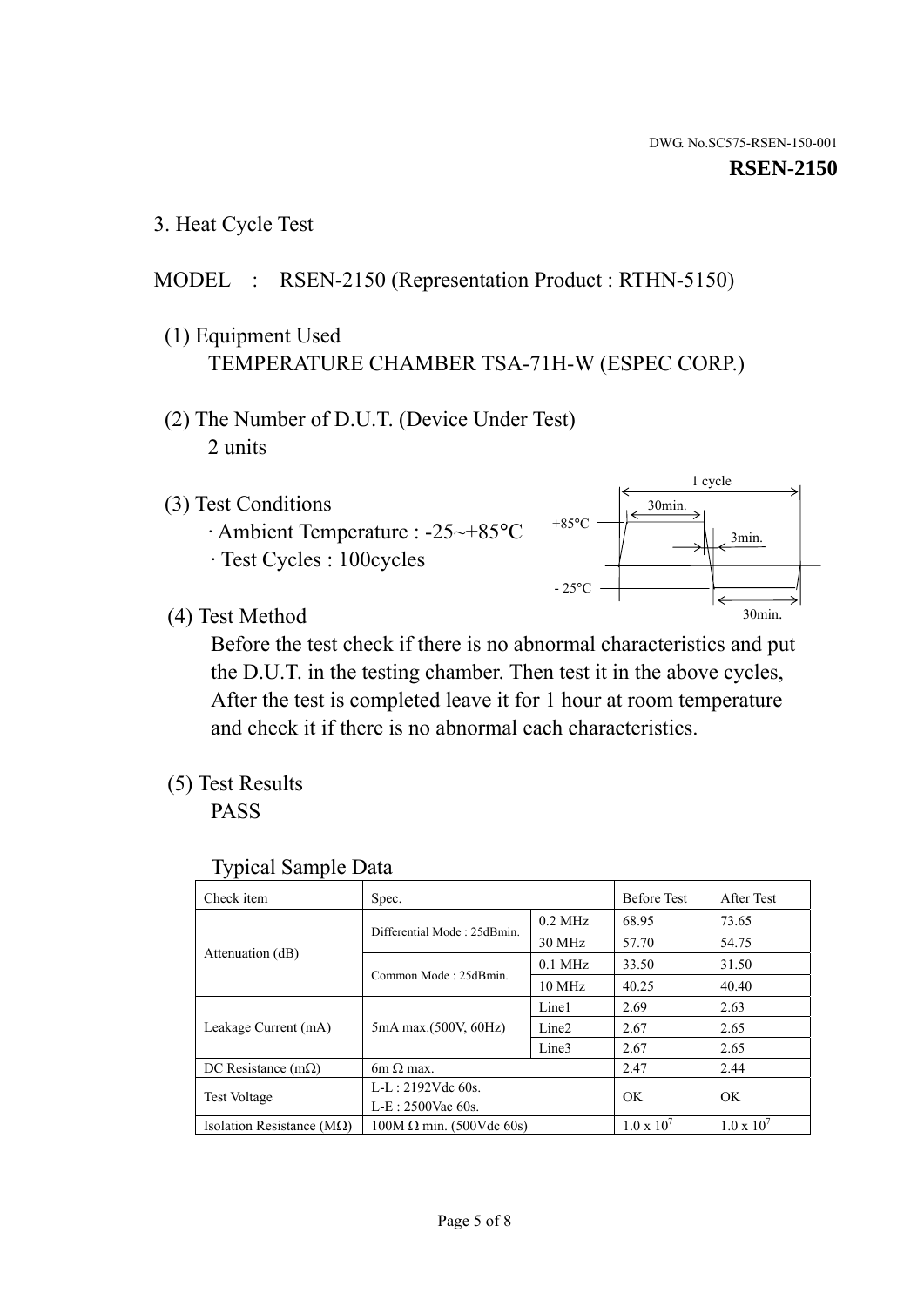DWG. No.SC575-RSEN-150-001

**RSEN-2150**

## 3. Heat Cycle Test

MODEL : RSEN-2150 (Representation Product : RTHN-5150)

(1) Equipment Used
TEMPERATURE CHAMBER TSA-71H-W (ESPEC CORP.)

(2) The Number of D.U.T. (Device Under Test)
2 units

(3) Test Conditions
· Ambient Temperature : -25~+85°C
· Test Cycles : 100cycles

1 cycle
30min.
+85°C
3min.
- 25°C
30min.

(4) Test Method
Before the test check if there is no abnormal characteristics and put the D.U.T. in the testing chamber. Then test it in the above cycles, After the test is completed leave it for 1 hour at room temperature and check it if there is no abnormal each characteristics.

(5) Test Results
PASS

Typical Sample Data

| Check item | Spec. | | Before Test | After Test |
|---|---|---|---|---|
| Attenuation (dB) | Differential Mode : 25dBmin. | 0.2 MHz | 68.95 | 73.65 |
| | | 30 MHz | 57.70 | 54.75 |
| | Common Mode : 25dBmin. | 0.1 MHz | 33.50 | 31.50 |
| | | 10 MHz | 40.25 | 40.40 |
| Leakage Current (mA) | 5mA max.(500V, 60Hz) | Line1 | 2.69 | 2.63 |
| | | Line2 | 2.67 | 2.65 |
| | | Line3 | 2.67 | 2.65 |
| DC Resistance (mΩ) | 6m Ω max. | | 2.47 | 2.44 |
| Test Voltage | L-L : 2192Vdc 60s.<br>L-E : 2500Vac 60s. | | OK | OK |
| Isolation Resistance (MΩ) | 100M Ω min. (500Vdc 60s) | | $1.0 \times 10^7$ | $1.0 \times 10^7$ |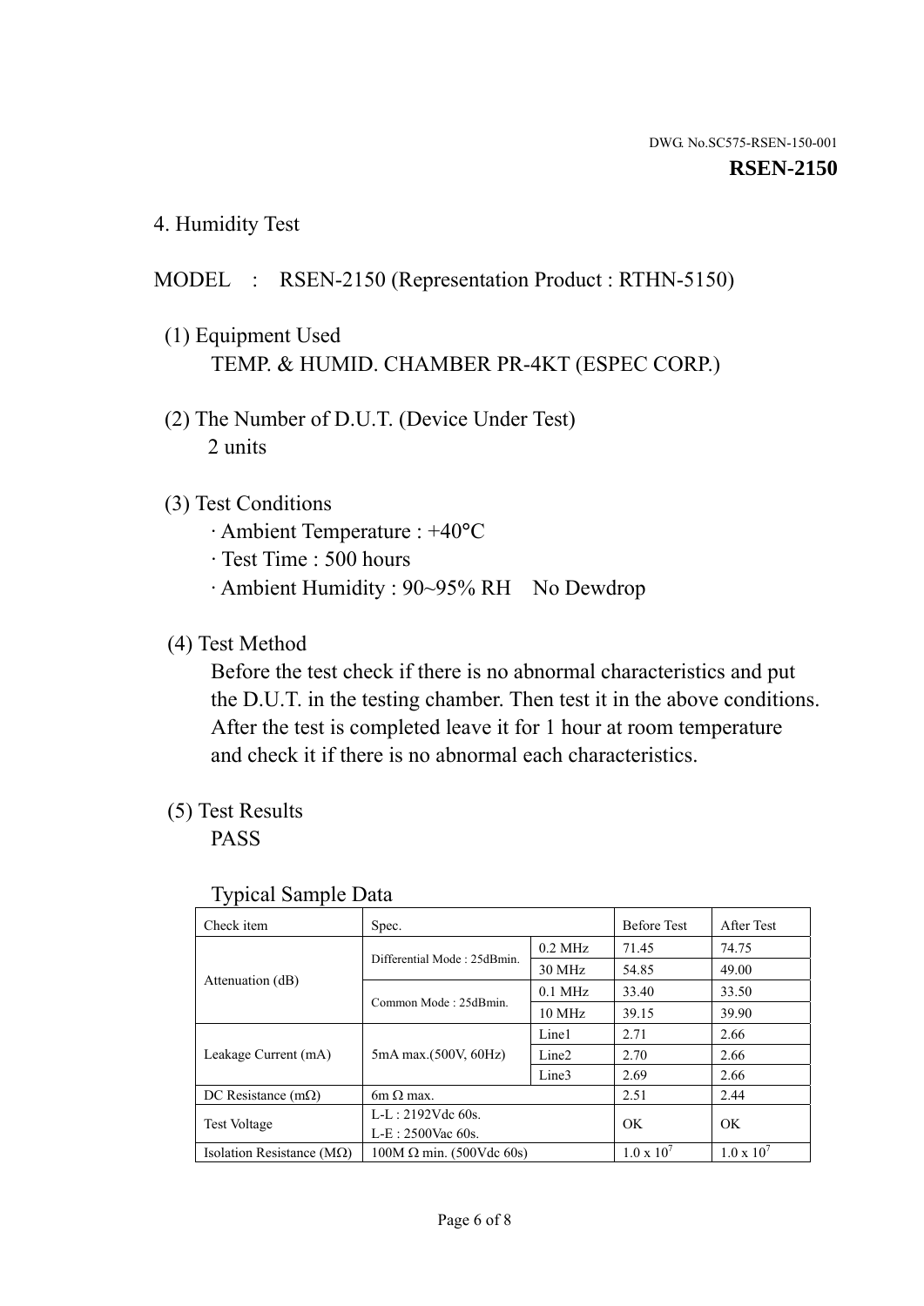DWG. No.SC575-RSEN-150-001

**RSEN-2150**

## 4. Humidity Test

MODEL : RSEN-2150 (Representation Product : RTHN-5150)

(1) Equipment Used
TEMP. & HUMID. CHAMBER PR-4KT (ESPEC CORP.)

(2) The Number of D.U.T. (Device Under Test)
2 units

(3) Test Conditions
- Ambient Temperature : +40°C
- Test Time : 500 hours
- Ambient Humidity : 90~95% RH No Dewdrop

(4) Test Method
Before the test check if there is no abnormal characteristics and put the D.U.T. in the testing chamber. Then test it in the above conditions. After the test is completed leave it for 1 hour at room temperature and check it if there is no abnormal each characteristics.

(5) Test Results
PASS

Typical Sample Data

| Check item | Spec. | | Before Test | After Test |
|---|---|---|---|---|
| Attenuation (dB) | Differential Mode : 25dBmin. | 0.2 MHz | 71.45 | 74.75 |
| | | 30 MHz | 54.85 | 49.00 |
| | Common Mode : 25dBmin. | 0.1 MHz | 33.40 | 33.50 |
| | | 10 MHz | 39.15 | 39.90 |
| Leakage Current (mA) | 5mA max.(500V, 60Hz) | Line1 | 2.71 | 2.66 |
| | | Line2 | 2.70 | 2.66 |
| | | Line3 | 2.69 | 2.66 |
| DC Resistance (mΩ) | 6m Ω max. | | 2.51 | 2.44 |
| Test Voltage | L-L : 2192Vdc 60s.<br>L-E : 2500Vac 60s. | | OK | OK |
| Isolation Resistance (MΩ) | 100M Ω min. (500Vdc 60s) | | $1.0 \times 10^7$ | $1.0 \times 10^7$ |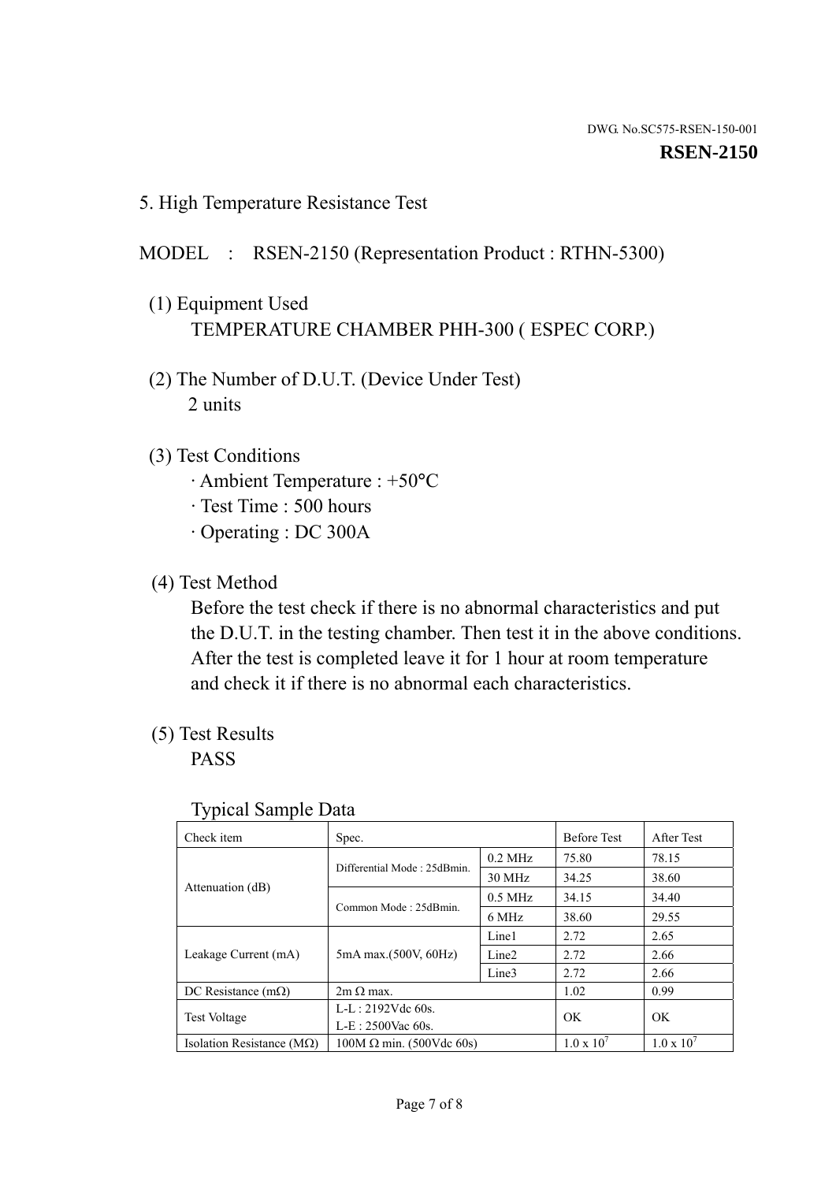DWG. No.SC575-RSEN-150-001

**RSEN-2150**

## 5. High Temperature Resistance Test

MODEL : RSEN-2150 (Representation Product : RTHN-5300)

(1) Equipment Used
TEMPERATURE CHAMBER PHH-300 ( ESPEC CORP.)

(2) The Number of D.U.T. (Device Under Test)
2 units

(3) Test Conditions
· Ambient Temperature : +50°C
· Test Time : 500 hours
· Operating : DC 300A

(4) Test Method
Before the test check if there is no abnormal characteristics and put the D.U.T. in the testing chamber. Then test it in the above conditions. After the test is completed leave it for 1 hour at room temperature and check it if there is no abnormal each characteristics.

(5) Test Results
PASS

Typical Sample Data

| Check item | Spec. | | Before Test | After Test |
|---|---|---|---|---|
| Attenuation (dB) | Differential Mode : 25dBmin. | 0.2 MHz | 75.80 | 78.15 |
| | | 30 MHz | 34.25 | 38.60 |
| | Common Mode : 25dBmin. | 0.5 MHz | 34.15 | 34.40 |
| | | 6 MHz | 38.60 | 29.55 |
| Leakage Current (mA) | 5mA max.(500V, 60Hz) | Line1 | 2.72 | 2.65 |
| | | Line2 | 2.72 | 2.66 |
| | | Line3 | 2.72 | 2.66 |
| DC Resistance (mΩ) | 2m Ω max. | | 1.02 | 0.99 |
| Test Voltage | L-L : 2192Vdc 60s.<br>L-E : 2500Vac 60s. | | OK | OK |
| Isolation Resistance (MΩ) | 100M Ω min. (500Vdc 60s) | | $1.0 \times 10^7$ | $1.0 \times 10^7$ |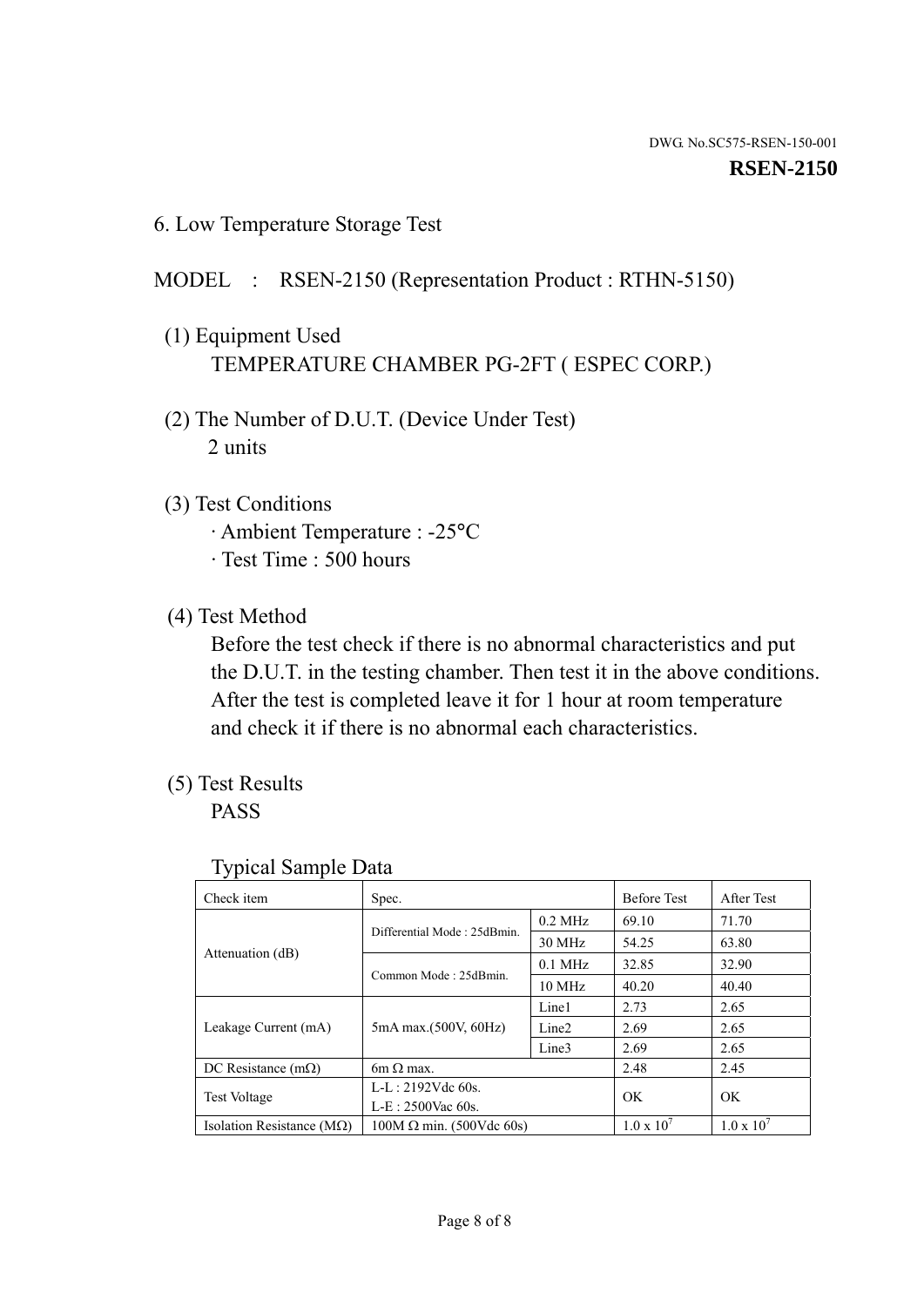DWG. No.SC575-RSEN-150-001

**RSEN-2150**

## 6. Low Temperature Storage Test

MODEL : RSEN-2150 (Representation Product : RTHN-5150)

(1) Equipment Used
TEMPERATURE CHAMBER PG-2FT ( ESPEC CORP.)

(2) The Number of D.U.T. (Device Under Test)
2 units

(3) Test Conditions
· Ambient Temperature : -25°C
· Test Time : 500 hours

(4) Test Method
Before the test check if there is no abnormal characteristics and put the D.U.T. in the testing chamber. Then test it in the above conditions. After the test is completed leave it for 1 hour at room temperature and check it if there is no abnormal each characteristics.

(5) Test Results
PASS

Typical Sample Data

| Check item | Spec. | | Before Test | After Test |
|---|---|---|---|---|
| Attenuation (dB) | Differential Mode : 25dBmin. | 0.2 MHz | 69.10 | 71.70 |
| | | 30 MHz | 54.25 | 63.80 |
| | Common Mode : 25dBmin. | 0.1 MHz | 32.85 | 32.90 |
| | | 10 MHz | 40.20 | 40.40 |
| Leakage Current (mA) | 5mA max.(500V, 60Hz) | Line1 | 2.73 | 2.65 |
| | | Line2 | 2.69 | 2.65 |
| | | Line3 | 2.69 | 2.65 |
| DC Resistance (mΩ) | 6m Ω max. | | 2.48 | 2.45 |
| Test Voltage | L-L : 2192Vdc 60s.<br>L-E : 2500Vac 60s. | | OK | OK |
| Isolation Resistance (MΩ) | 100M Ω min. (500Vdc 60s) | | $1.0 \times 10^7$ | $1.0 \times 10^7$ |